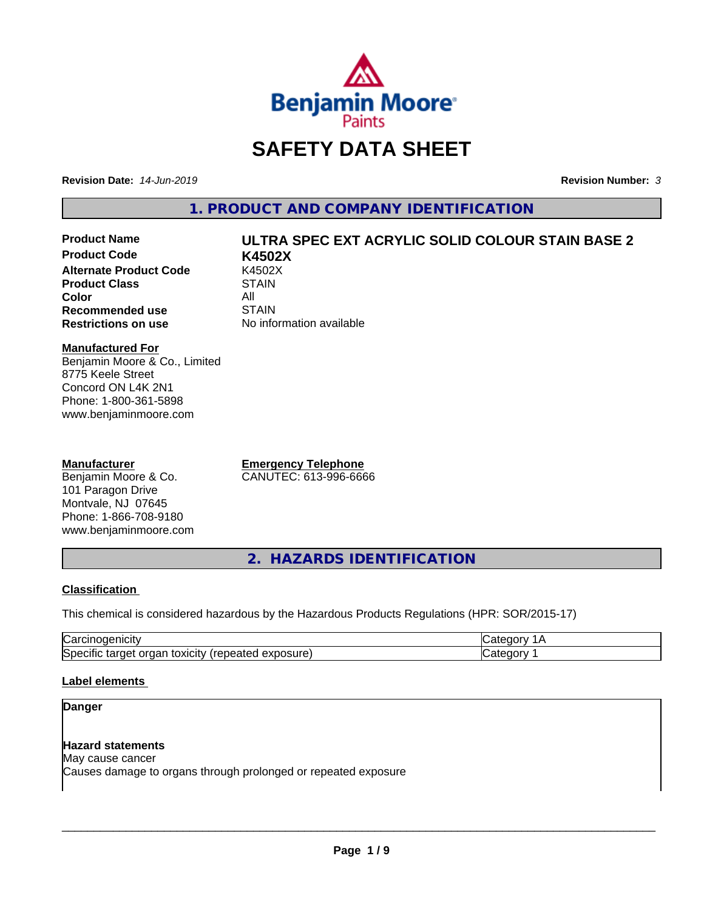# SAFETY DATA SHEET

**Revision Date:** *14-Jun-2019* **Revision Number:** *3*

## 1. PRODUCT AND COMPANY IDENTIFICATION

| | |
|---|---|
| **Product Name** | **ULTRA SPEC EXT ACRYLIC SOLID COLOUR STAIN BASE 2** |
| **Product Code** | **K4502X** |
| **Alternate Product Code** | K4502X |
| **Product Class** | STAIN |
| **Color** | All |
| **Recommended use** | STAIN |
| **Restrictions on use** | No information available |

**Manufactured For**
Benjamin Moore & Co., Limited
8775 Keele Street
Concord ON L4K 2N1
Phone: 1-800-361-5898
www.benjaminmoore.com

**Manufacturer**
Benjamin Moore & Co.
101 Paragon Drive
Montvale, NJ 07645
Phone: 1-866-708-9180
www.benjaminmoore.com

**Emergency Telephone**
CANUTEC: 613-996-6666

## 2. HAZARDS IDENTIFICATION

**Classification**

This chemical is considered hazardous by the Hazardous Products Regulations (HPR: SOR/2015-17)

| | |
|---|---|
| Carcinogenicity | Category 1A |
| Specific target organ toxicity (repeated exposure) | Category 1 |

**Label elements**

**Danger**

**Hazard statements**
May cause cancer
Causes damage to organs through prolonged or repeated exposure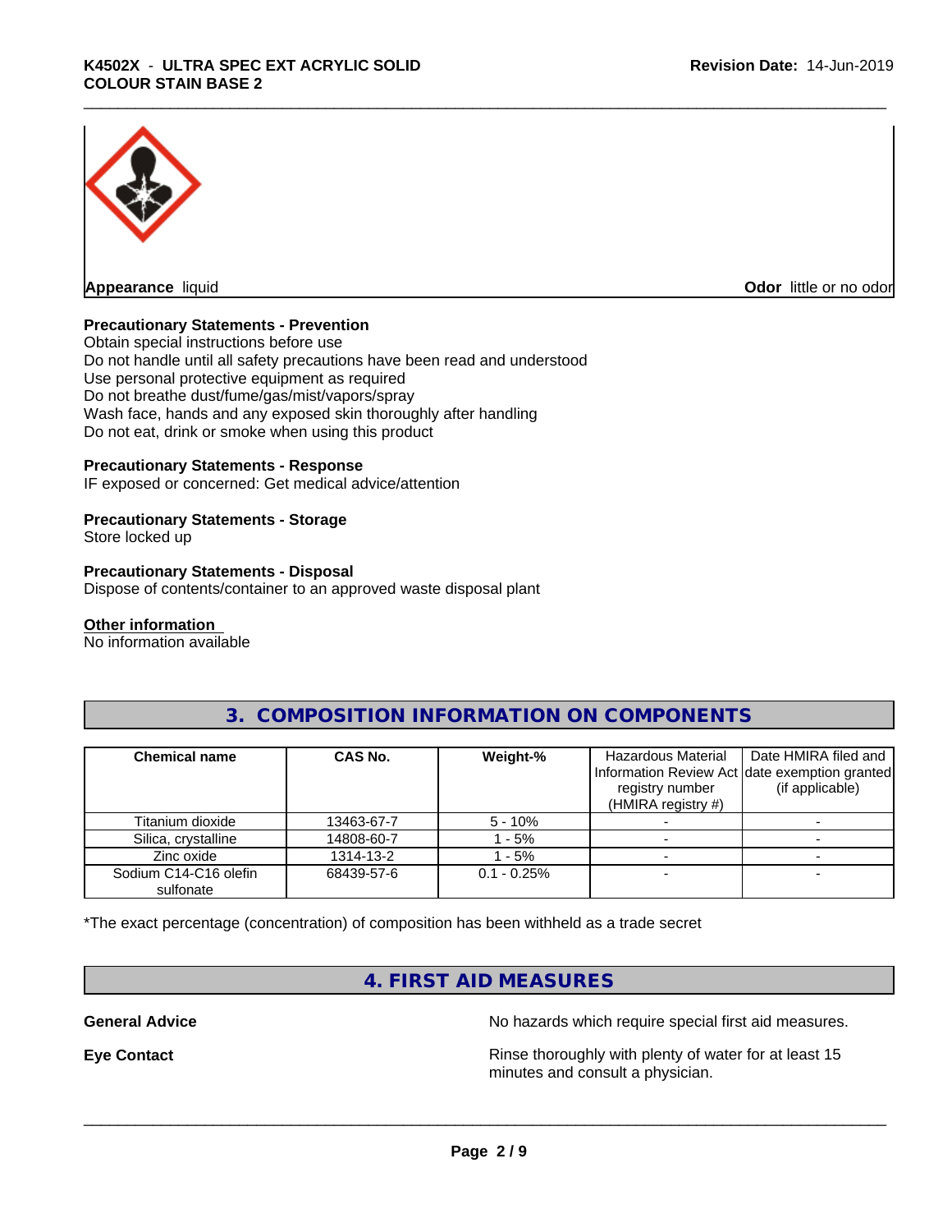**Appearance** liquid **Odor** little or no odor

**Precautionary Statements - Prevention**

Obtain special instructions before use
Do not handle until all safety precautions have been read and understood
Use personal protective equipment as required
Do not breathe dust/fume/gas/mist/vapors/spray
Wash face, hands and any exposed skin thoroughly after handling
Do not eat, drink or smoke when using this product

**Precautionary Statements - Response**

IF exposed or concerned: Get medical advice/attention

**Precautionary Statements - Storage**

Store locked up

**Precautionary Statements - Disposal**

Dispose of contents/container to an approved waste disposal plant

**Other information**

No information available

## 3. COMPOSITION INFORMATION ON COMPONENTS

| Chemical name | CAS No. | Weight-% | Hazardous Material Information Review Act registry number (HMIRA registry #) | Date HMIRA filed and date exemption granted (if applicable) |
|---|---|---|---|---|
| Titanium dioxide | 13463-67-7 | 5 - 10% | - | - |
| Silica, crystalline | 14808-60-7 | 1 - 5% | - | - |
| Zinc oxide | 1314-13-2 | 1 - 5% | - | - |
| Sodium C14-C16 olefin sulfonate | 68439-57-6 | 0.1 - 0.25% | - | - |

*The exact percentage (concentration) of composition has been withheld as a trade secret

## 4. FIRST AID MEASURES

**General Advice** No hazards which require special first aid measures.

**Eye Contact** Rinse thoroughly with plenty of water for at least 15 minutes and consult a physician.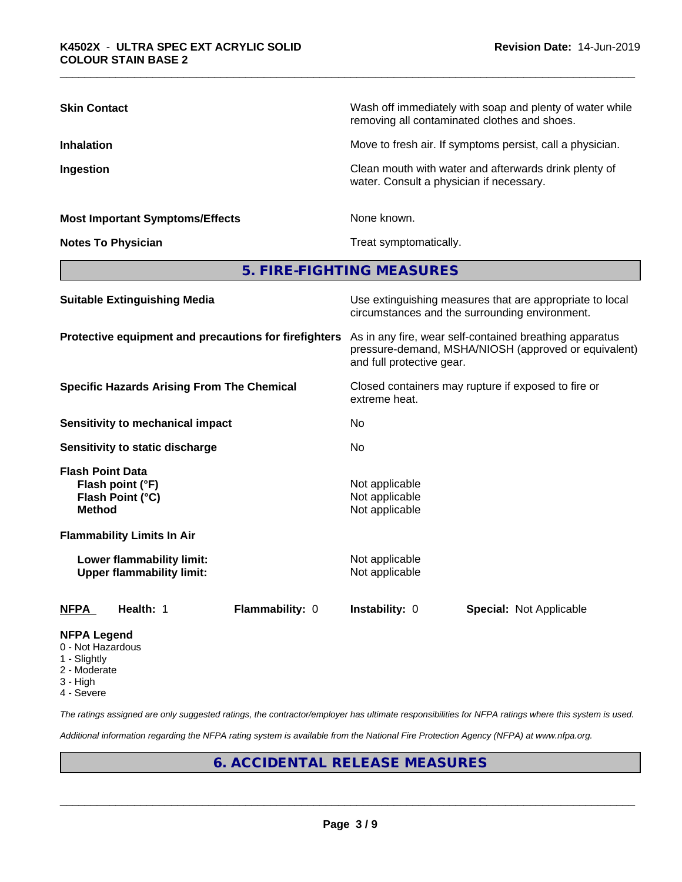| | |
|---|---|
| **Skin Contact** | Wash off immediately with soap and plenty of water while removing all contaminated clothes and shoes. |
| **Inhalation** | Move to fresh air. If symptoms persist, call a physician. |
| **Ingestion** | Clean mouth with water and afterwards drink plenty of water. Consult a physician if necessary. |
| **Most Important Symptoms/Effects** | None known. |
| **Notes To Physician** | Treat symptomatically. |

## 5. FIRE-FIGHTING MEASURES

| | |
|---|---|
| **Suitable Extinguishing Media** | Use extinguishing measures that are appropriate to local circumstances and the surrounding environment. |
| **Protective equipment and precautions for firefighters** | As in any fire, wear self-contained breathing apparatus pressure-demand, MSHA/NIOSH (approved or equivalent) and full protective gear. |
| **Specific Hazards Arising From The Chemical** | Closed containers may rupture if exposed to fire or extreme heat. |
| **Sensitivity to mechanical impact** | No |
| **Sensitivity to static discharge** | No |

**Flash Point Data**

| | |
|---|---|
| **Flash point (°F)** | Not applicable |
| **Flash Point (°C)** | Not applicable |
| **Method** | Not applicable |

**Flammability Limits In Air**

| | |
|---|---|
| **Lower flammability limit:** | Not applicable |
| **Upper flammability limit:** | Not applicable |

| **NFPA** | **Health:** 1 | **Flammability:** 0 | **Instability:** 0 | **Special:** Not Applicable |
|---|---|---|---|---|

**NFPA Legend**
- 0 - Not Hazardous
- 1 - Slightly
- 2 - Moderate
- 3 - High
- 4 - Severe

*The ratings assigned are only suggested ratings, the contractor/employer has ultimate responsibilities for NFPA ratings where this system is used.*

*Additional information regarding the NFPA rating system is available from the National Fire Protection Agency (NFPA) at www.nfpa.org.*

## 6. ACCIDENTAL RELEASE MEASURES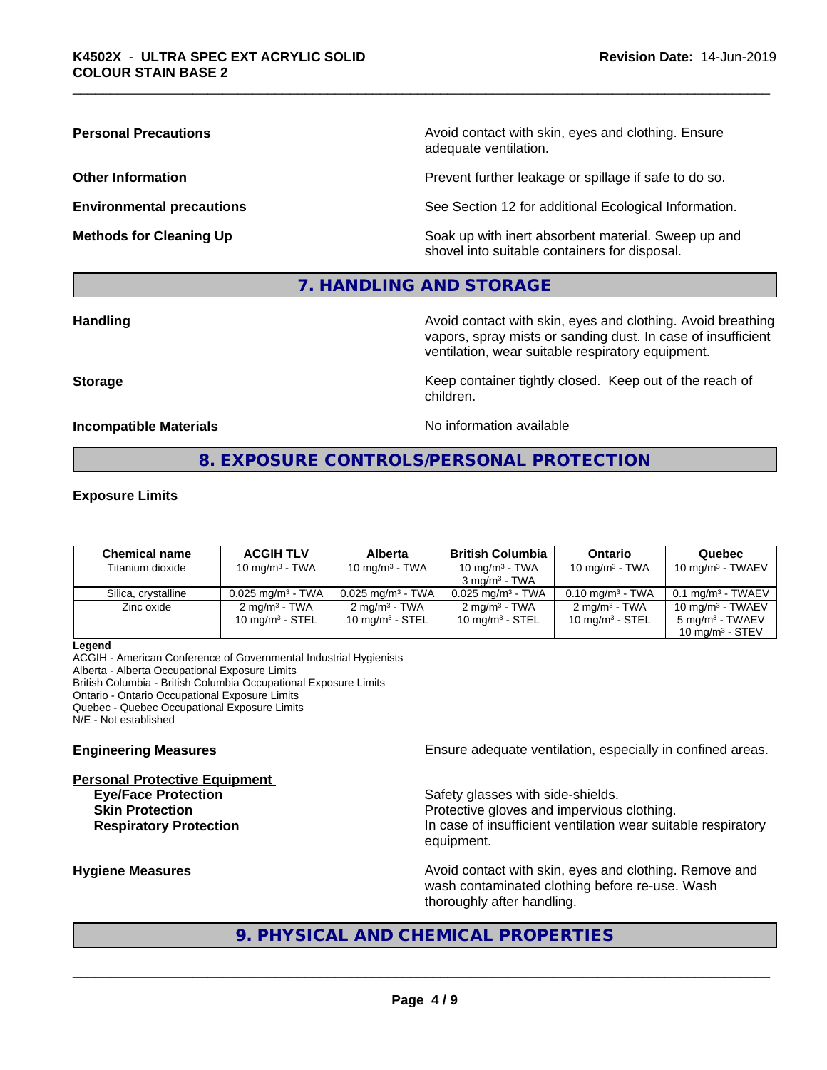**Personal Precautions**: Avoid contact with skin, eyes and clothing. Ensure adequate ventilation.

**Other Information**: Prevent further leakage or spillage if safe to do so.

**Environmental precautions**: See Section 12 for additional Ecological Information.

**Methods for Cleaning Up**: Soak up with inert absorbent material. Sweep up and shovel into suitable containers for disposal.

## 7. HANDLING AND STORAGE

**Handling**: Avoid contact with skin, eyes and clothing. Avoid breathing vapors, spray mists or sanding dust. In case of insufficient ventilation, wear suitable respiratory equipment.

**Storage**: Keep container tightly closed. Keep out of the reach of children.

**Incompatible Materials**: No information available

## 8. EXPOSURE CONTROLS/PERSONAL PROTECTION

### Exposure Limits

| Chemical name | ACGIH TLV | Alberta | British Columbia | Ontario | Quebec |
|---|---|---|---|---|---|
| Titanium dioxide | 10 mg/m³ - TWA | 10 mg/m³ - TWA | 10 mg/m³ - TWA<br>3 mg/m³ - TWA | 10 mg/m³ - TWA | 10 mg/m³ - TWAEV |
| Silica, crystalline | 0.025 mg/m³ - TWA | 0.025 mg/m³ - TWA | 0.025 mg/m³ - TWA | 0.10 mg/m³ - TWA | 0.1 mg/m³ - TWAEV |
| Zinc oxide | 2 mg/m³ - TWA<br>10 mg/m³ - STEL | 2 mg/m³ - TWA<br>10 mg/m³ - STEL | 2 mg/m³ - TWA<br>10 mg/m³ - STEL | 2 mg/m³ - TWA<br>10 mg/m³ - STEL | 10 mg/m³ - TWAEV<br>5 mg/m³ - TWAEV<br>10 mg/m³ - STEV |

**Legend**
ACGIH - American Conference of Governmental Industrial Hygienists
Alberta - Alberta Occupational Exposure Limits
British Columbia - British Columbia Occupational Exposure Limits
Ontario - Ontario Occupational Exposure Limits
Quebec - Quebec Occupational Exposure Limits
N/E - Not established

**Engineering Measures**: Ensure adequate ventilation, especially in confined areas.

**Personal Protective Equipment**

- **Eye/Face Protection**: Safety glasses with side-shields.
- **Skin Protection**: Protective gloves and impervious clothing.
- **Respiratory Protection**: In case of insufficient ventilation wear suitable respiratory equipment.

**Hygiene Measures**: Avoid contact with skin, eyes and clothing. Remove and wash contaminated clothing before re-use. Wash thoroughly after handling.

## 9. PHYSICAL AND CHEMICAL PROPERTIES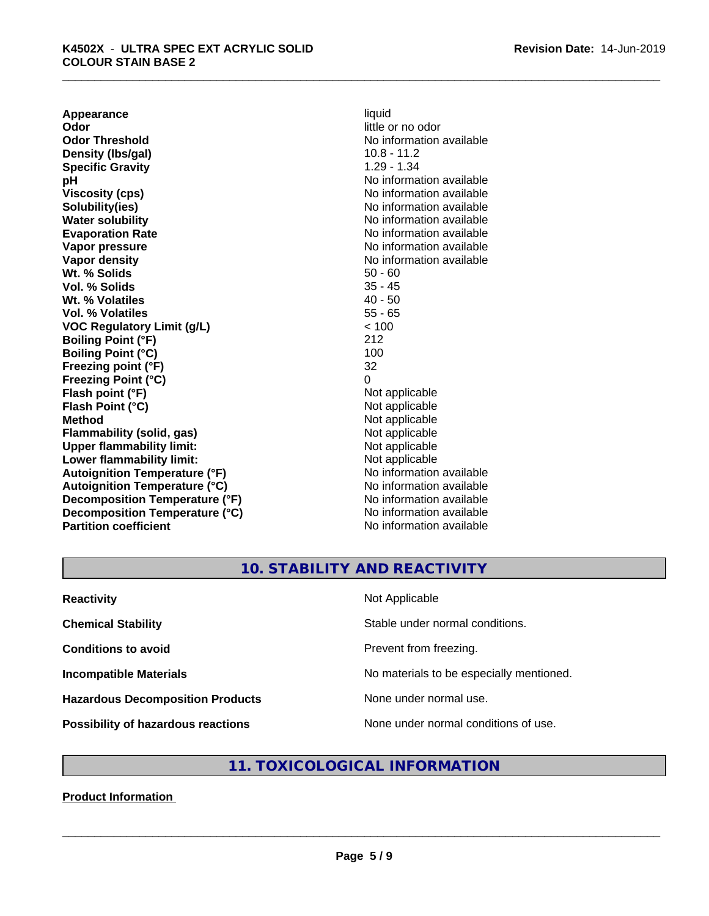| | |
|---|---|
| **Appearance** | liquid |
| **Odor** | little or no odor |
| **Odor Threshold** | No information available |
| **Density (lbs/gal)** | 10.8 - 11.2 |
| **Specific Gravity** | 1.29 - 1.34 |
| **pH** | No information available |
| **Viscosity (cps)** | No information available |
| **Solubility(ies)** | No information available |
| **Water solubility** | No information available |
| **Evaporation Rate** | No information available |
| **Vapor pressure** | No information available |
| **Vapor density** | No information available |
| **Wt. % Solids** | 50 - 60 |
| **Vol. % Solids** | 35 - 45 |
| **Wt. % Volatiles** | 40 - 50 |
| **Vol. % Volatiles** | 55 - 65 |
| **VOC Regulatory Limit (g/L)** | < 100 |
| **Boiling Point (°F)** | 212 |
| **Boiling Point (°C)** | 100 |
| **Freezing point (°F)** | 32 |
| **Freezing Point (°C)** | 0 |
| **Flash point (°F)** | Not applicable |
| **Flash Point (°C)** | Not applicable |
| **Method** | Not applicable |
| **Flammability (solid, gas)** | Not applicable |
| **Upper flammability limit:** | Not applicable |
| **Lower flammability limit:** | Not applicable |
| **Autoignition Temperature (°F)** | No information available |
| **Autoignition Temperature (°C)** | No information available |
| **Decomposition Temperature (°F)** | No information available |
| **Decomposition Temperature (°C)** | No information available |
| **Partition coefficient** | No information available |

## 10. STABILITY AND REACTIVITY

| | |
|---|---|
| **Reactivity** | Not Applicable |
| **Chemical Stability** | Stable under normal conditions. |
| **Conditions to avoid** | Prevent from freezing. |
| **Incompatible Materials** | No materials to be especially mentioned. |
| **Hazardous Decomposition Products** | None under normal use. |
| **Possibility of hazardous reactions** | None under normal conditions of use. |

## 11. TOXICOLOGICAL INFORMATION

**Product Information**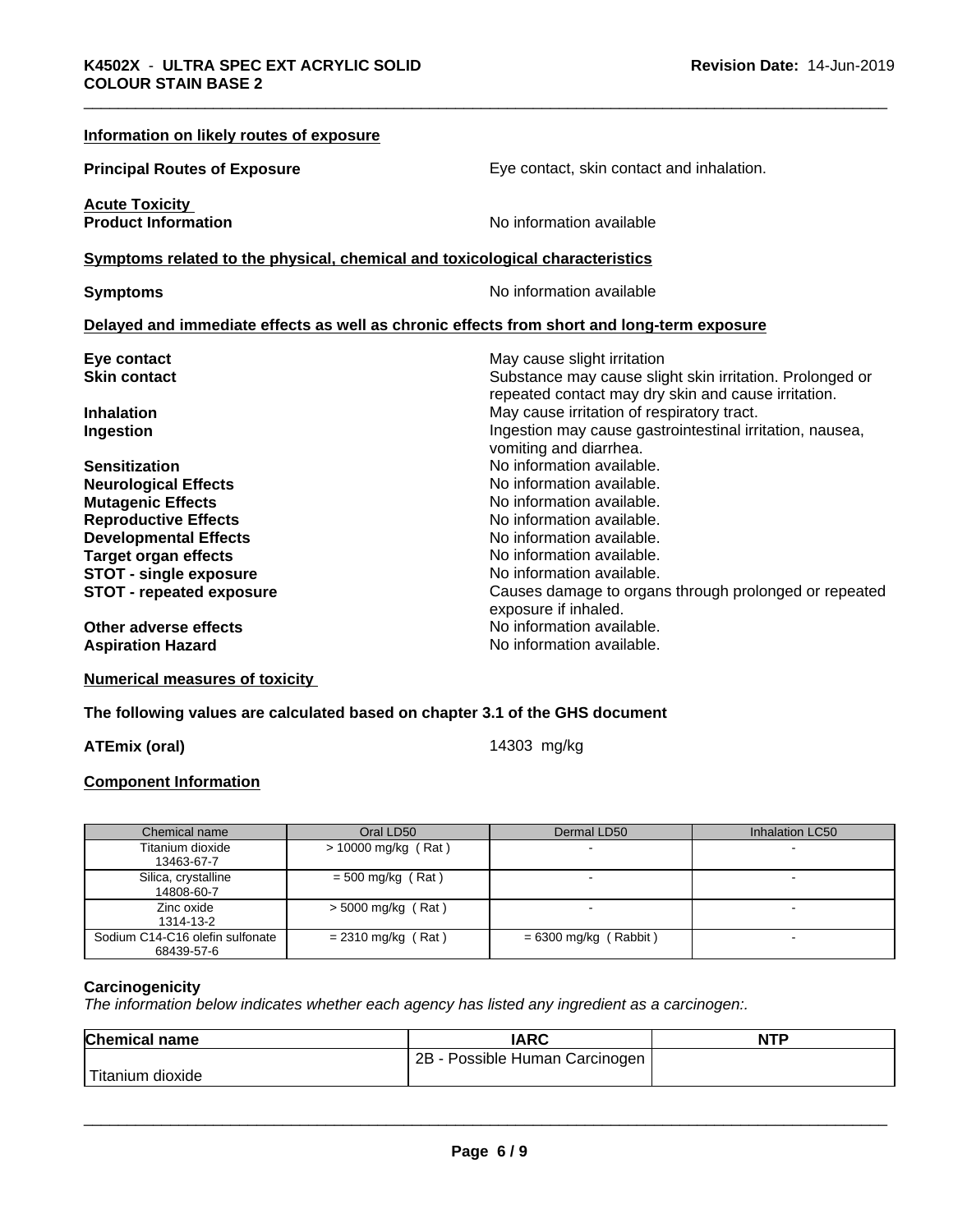#### Information on likely routes of exposure

**Principal Routes of Exposure** Eye contact, skin contact and inhalation.

**Acute Toxicity**
**Product Information** No information available

#### Symptoms related to the physical, chemical and toxicological characteristics

**Symptoms** No information available

#### Delayed and immediate effects as well as chronic effects from short and long-term exposure

| | |
|---|---|
| **Eye contact** | May cause slight irritation |
| **Skin contact** | Substance may cause slight skin irritation. Prolonged or repeated contact may dry skin and cause irritation. |
| **Inhalation** | May cause irritation of respiratory tract. |
| **Ingestion** | Ingestion may cause gastrointestinal irritation, nausea, vomiting and diarrhea. |
| **Sensitization** | No information available. |
| **Neurological Effects** | No information available. |
| **Mutagenic Effects** | No information available. |
| **Reproductive Effects** | No information available. |
| **Developmental Effects** | No information available. |
| **Target organ effects** | No information available. |
| **STOT - single exposure** | No information available. |
| **STOT - repeated exposure** | Causes damage to organs through prolonged or repeated exposure if inhaled. |
| **Other adverse effects** | No information available. |
| **Aspiration Hazard** | No information available. |

#### Numerical measures of toxicity

**The following values are calculated based on chapter 3.1 of the GHS document**

**ATEmix (oral)** 14303 mg/kg

#### Component Information

| Chemical name | Oral LD50 | Dermal LD50 | Inhalation LC50 |
|---|---|---|---|
| Titanium dioxide<br>13463-67-7 | > 10000 mg/kg ( Rat ) | - | - |
| Silica, crystalline<br>14808-60-7 | = 500 mg/kg ( Rat ) | - | - |
| Zinc oxide<br>1314-13-2 | > 5000 mg/kg ( Rat ) | - | - |
| Sodium C14-C16 olefin sulfonate<br>68439-57-6 | = 2310 mg/kg ( Rat ) | = 6300 mg/kg ( Rabbit ) | - |

**Carcinogenicity**

*The information below indicates whether each agency has listed any ingredient as a carcinogen:.*

| Chemical name | IARC | NTP |
|---|---|---|
| Titanium dioxide | 2B - Possible Human Carcinogen | |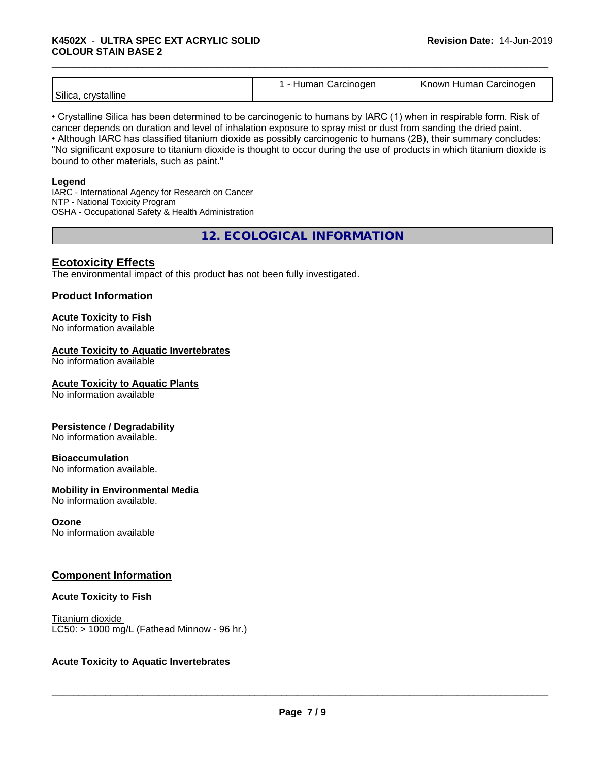| Silica, crystalline | 1 - Human Carcinogen | Known Human Carcinogen |
|---|---|---|

• Crystalline Silica has been determined to be carcinogenic to humans by IARC (1) when in respirable form. Risk of cancer depends on duration and level of inhalation exposure to spray mist or dust from sanding the dried paint.
• Although IARC has classified titanium dioxide as possibly carcinogenic to humans (2B), their summary concludes: "No significant exposure to titanium dioxide is thought to occur during the use of products in which titanium dioxide is bound to other materials, such as paint."

**Legend**
IARC - International Agency for Research on Cancer
NTP - National Toxicity Program
OSHA - Occupational Safety & Health Administration

## 12. ECOLOGICAL INFORMATION

### Ecotoxicity Effects

The environmental impact of this product has not been fully investigated.

### Product Information

**Acute Toxicity to Fish**
No information available

**Acute Toxicity to Aquatic Invertebrates**
No information available

**Acute Toxicity to Aquatic Plants**
No information available

**Persistence / Degradability**
No information available.

**Bioaccumulation**
No information available.

**Mobility in Environmental Media**
No information available.

**Ozone**
No information available

### Component Information

**Acute Toxicity to Fish**

Titanium dioxide
LC50: > 1000 mg/L (Fathead Minnow - 96 hr.)

**Acute Toxicity to Aquatic Invertebrates**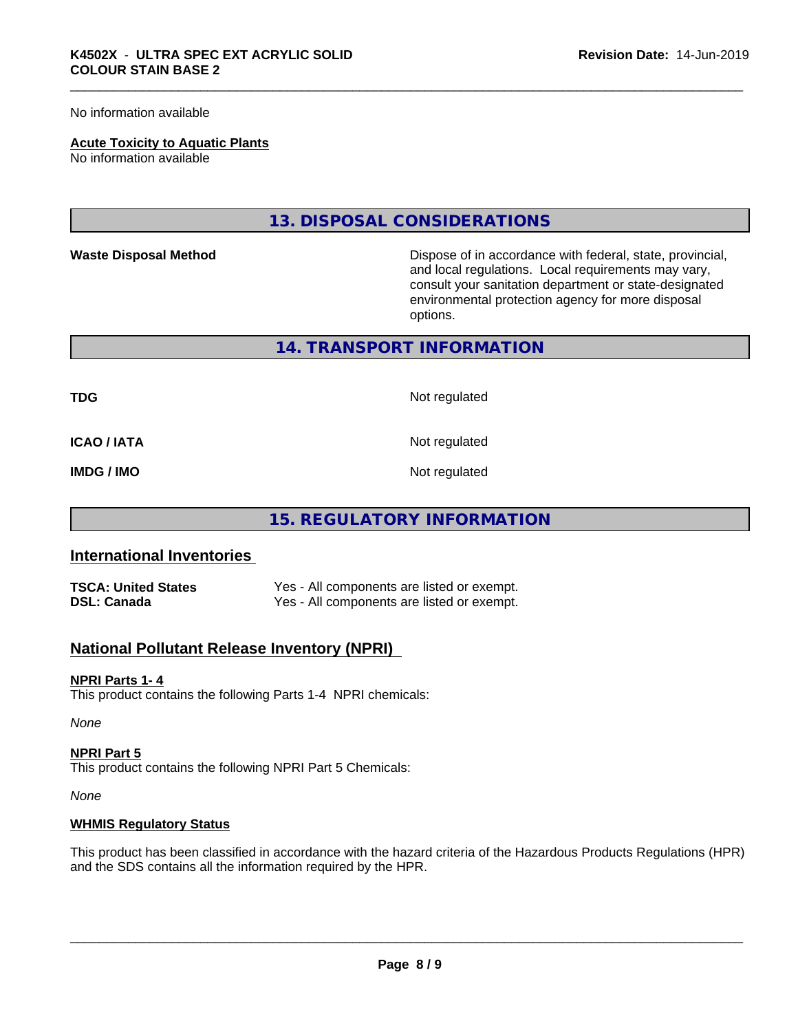No information available

**Acute Toxicity to Aquatic Plants**
No information available

## 13. DISPOSAL CONSIDERATIONS

| | |
|---|---|
| **Waste Disposal Method** | Dispose of in accordance with federal, state, provincial, and local regulations. Local requirements may vary, consult your sanitation department or state-designated environmental protection agency for more disposal options. |

## 14. TRANSPORT INFORMATION

| | |
|---|---|
| **TDG** | Not regulated |
| **ICAO / IATA** | Not regulated |
| **IMDG / IMO** | Not regulated |

## 15. REGULATORY INFORMATION

### International Inventories

| | |
|---|---|
| **TSCA: United States** | Yes - All components are listed or exempt. |
| **DSL: Canada** | Yes - All components are listed or exempt. |

### National Pollutant Release Inventory (NPRI)

**NPRI Parts 1- 4**
This product contains the following Parts 1-4 NPRI chemicals:

*None*

**NPRI Part 5**
This product contains the following NPRI Part 5 Chemicals:

*None*

**WHMIS Regulatory Status**

This product has been classified in accordance with the hazard criteria of the Hazardous Products Regulations (HPR) and the SDS contains all the information required by the HPR.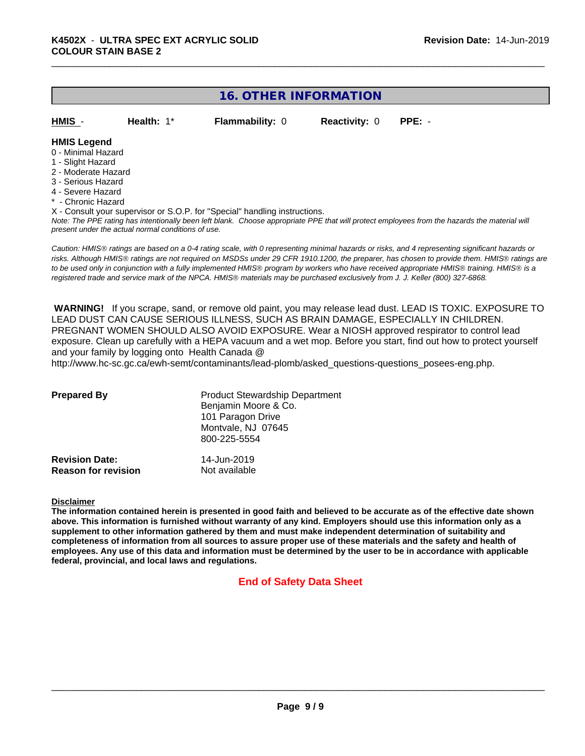## 16. OTHER INFORMATION

| HMIS - | Health: 1* | Flammability: 0 | Reactivity: 0 | PPE: - |
|---|---|---|---|---|

**HMIS Legend**

0 - Minimal Hazard
1 - Slight Hazard
2 - Moderate Hazard
3 - Serious Hazard
4 - Severe Hazard
* - Chronic Hazard
X - Consult your supervisor or S.O.P. for "Special" handling instructions.

*Note: The PPE rating has intentionally been left blank. Choose appropriate PPE that will protect employees from the hazards the material will present under the actual normal conditions of use.*

*Caution: HMIS® ratings are based on a 0-4 rating scale, with 0 representing minimal hazards or risks, and 4 representing significant hazards or risks. Although HMIS® ratings are not required on MSDSs under 29 CFR 1910.1200, the preparer, has chosen to provide them. HMIS® ratings are to be used only in conjunction with a fully implemented HMIS® program by workers who have received appropriate HMIS® training. HMIS® is a registered trade and service mark of the NPCA. HMIS® materials may be purchased exclusively from J. J. Keller (800) 327-6868.*

**WARNING!** If you scrape, sand, or remove old paint, you may release lead dust. LEAD IS TOXIC. EXPOSURE TO LEAD DUST CAN CAUSE SERIOUS ILLNESS, SUCH AS BRAIN DAMAGE, ESPECIALLY IN CHILDREN. PREGNANT WOMEN SHOULD ALSO AVOID EXPOSURE. Wear a NIOSH approved respirator to control lead exposure. Clean up carefully with a HEPA vacuum and a wet mop. Before you start, find out how to protect yourself and your family by logging onto Health Canada @ http://www.hc-sc.gc.ca/ewh-semt/contaminants/lead-plomb/asked_questions-questions_posees-eng.php.

| | |
|---|---|
| **Prepared By** | Product Stewardship Department<br>Benjamin Moore & Co.<br>101 Paragon Drive<br>Montvale, NJ 07645<br>800-225-5554 |
| **Revision Date:** | 14-Jun-2019 |
| **Reason for revision** | Not available |

**Disclaimer**

**The information contained herein is presented in good faith and believed to be accurate as of the effective date shown above. This information is furnished without warranty of any kind. Employers should use this information only as a supplement to other information gathered by them and must make independent determination of suitability and completeness of information from all sources to assure proper use of these materials and the safety and health of employees. Any use of this data and information must be determined by the user to be in accordance with applicable federal, provincial, and local laws and regulations.**

**End of Safety Data Sheet**